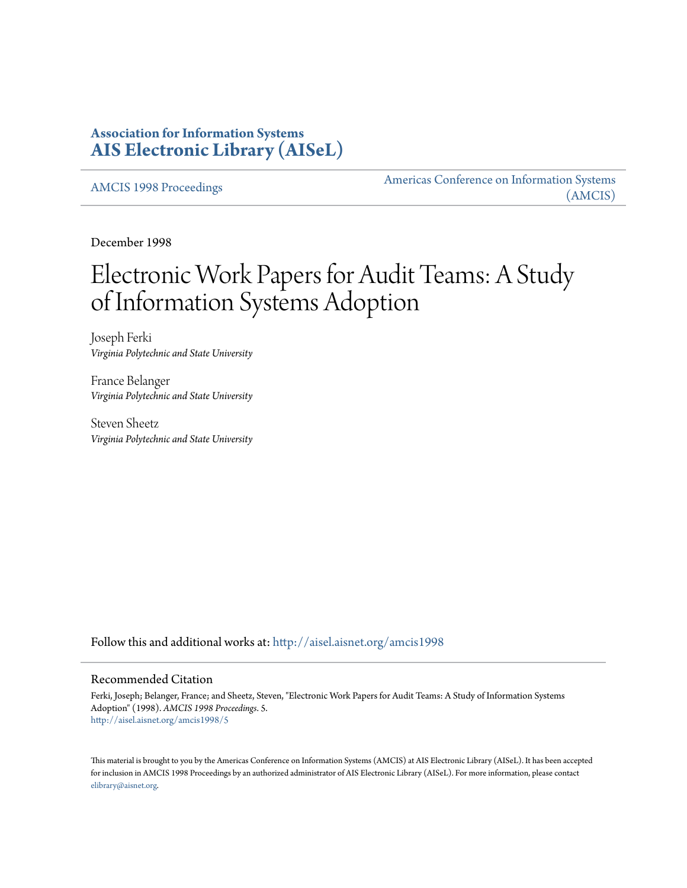# Association for Information Systems
# AIS Electronic Library (AISeL)

AMCIS 1998 Proceedings

Americas Conference on Information Systems (AMCIS)

December 1998

# Electronic Work Papers for Audit Teams: A Study of Information Systems Adoption

Joseph Ferki
*Virginia Polytechnic and State University*

France Belanger
*Virginia Polytechnic and State University*

Steven Sheetz
*Virginia Polytechnic and State University*

Follow this and additional works at: http://aisel.aisnet.org/amcis1998

## Recommended Citation

Ferki, Joseph; Belanger, France; and Sheetz, Steven, "Electronic Work Papers for Audit Teams: A Study of Information Systems Adoption" (1998). *AMCIS 1998 Proceedings*. 5.
http://aisel.aisnet.org/amcis1998/5

This material is brought to you by the Americas Conference on Information Systems (AMCIS) at AIS Electronic Library (AISeL). It has been accepted for inclusion in AMCIS 1998 Proceedings by an authorized administrator of AIS Electronic Library (AISeL). For more information, please contact elibrary@aisnet.org.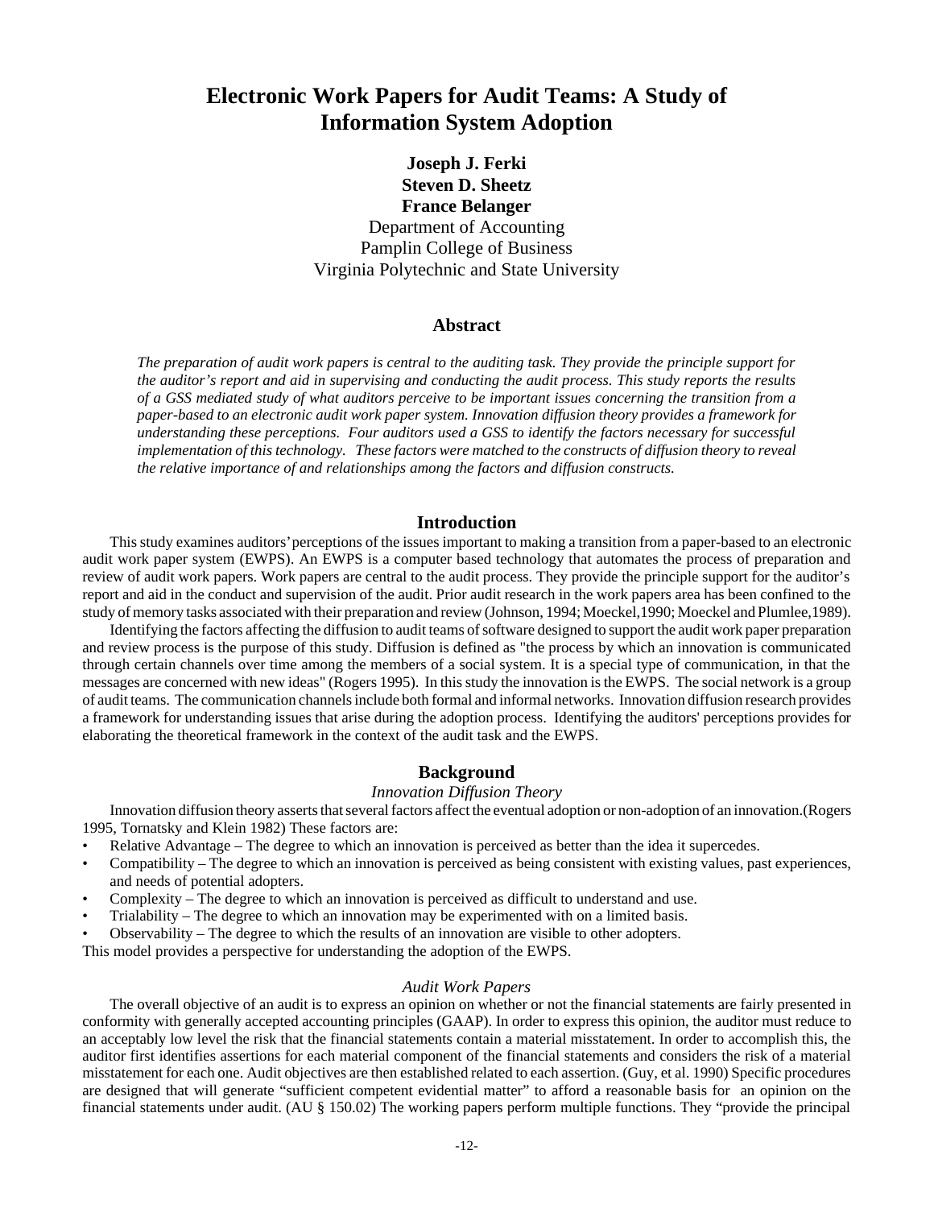# Electronic Work Papers for Audit Teams: A Study of Information System Adoption

**Joseph J. Ferki**
**Steven D. Sheetz**
**France Belanger**
Department of Accounting
Pamplin College of Business
Virginia Polytechnic and State University

## Abstract

*The preparation of audit work papers is central to the auditing task. They provide the principle support for the auditor's report and aid in supervising and conducting the audit process. This study reports the results of a GSS mediated study of what auditors perceive to be important issues concerning the transition from a paper-based to an electronic audit work paper system. Innovation diffusion theory provides a framework for understanding these perceptions. Four auditors used a GSS to identify the factors necessary for successful implementation of this technology. These factors were matched to the constructs of diffusion theory to reveal the relative importance of and relationships among the factors and diffusion constructs.*

## Introduction

This study examines auditors' perceptions of the issues important to making a transition from a paper-based to an electronic audit work paper system (EWPS). An EWPS is a computer based technology that automates the process of preparation and review of audit work papers. Work papers are central to the audit process. They provide the principle support for the auditor's report and aid in the conduct and supervision of the audit. Prior audit research in the work papers area has been confined to the study of memory tasks associated with their preparation and review (Johnson, 1994; Moeckel,1990; Moeckel and Plumlee,1989).

Identifying the factors affecting the diffusion to audit teams of software designed to support the audit work paper preparation and review process is the purpose of this study. Diffusion is defined as "the process by which an innovation is communicated through certain channels over time among the members of a social system. It is a special type of communication, in that the messages are concerned with new ideas" (Rogers 1995). In this study the innovation is the EWPS. The social network is a group of audit teams. The communication channels include both formal and informal networks. Innovation diffusion research provides a framework for understanding issues that arise during the adoption process. Identifying the auditors' perceptions provides for elaborating the theoretical framework in the context of the audit task and the EWPS.

## Background

### *Innovation Diffusion Theory*

Innovation diffusion theory asserts that several factors affect the eventual adoption or non-adoption of an innovation.(Rogers 1995, Tornatsky and Klein 1982) These factors are:

- Relative Advantage – The degree to which an innovation is perceived as better than the idea it supercedes.
- Compatibility – The degree to which an innovation is perceived as being consistent with existing values, past experiences, and needs of potential adopters.
- Complexity – The degree to which an innovation is perceived as difficult to understand and use.
- Trialability – The degree to which an innovation may be experimented with on a limited basis.
- Observability – The degree to which the results of an innovation are visible to other adopters.

This model provides a perspective for understanding the adoption of the EWPS.

### *Audit Work Papers*

The overall objective of an audit is to express an opinion on whether or not the financial statements are fairly presented in conformity with generally accepted accounting principles (GAAP). In order to express this opinion, the auditor must reduce to an acceptably low level the risk that the financial statements contain a material misstatement. In order to accomplish this, the auditor first identifies assertions for each material component of the financial statements and considers the risk of a material misstatement for each one. Audit objectives are then established related to each assertion. (Guy, et al. 1990) Specific procedures are designed that will generate "sufficient competent evidential matter" to afford a reasonable basis for an opinion on the financial statements under audit. (AU § 150.02) The working papers perform multiple functions. They "provide the principal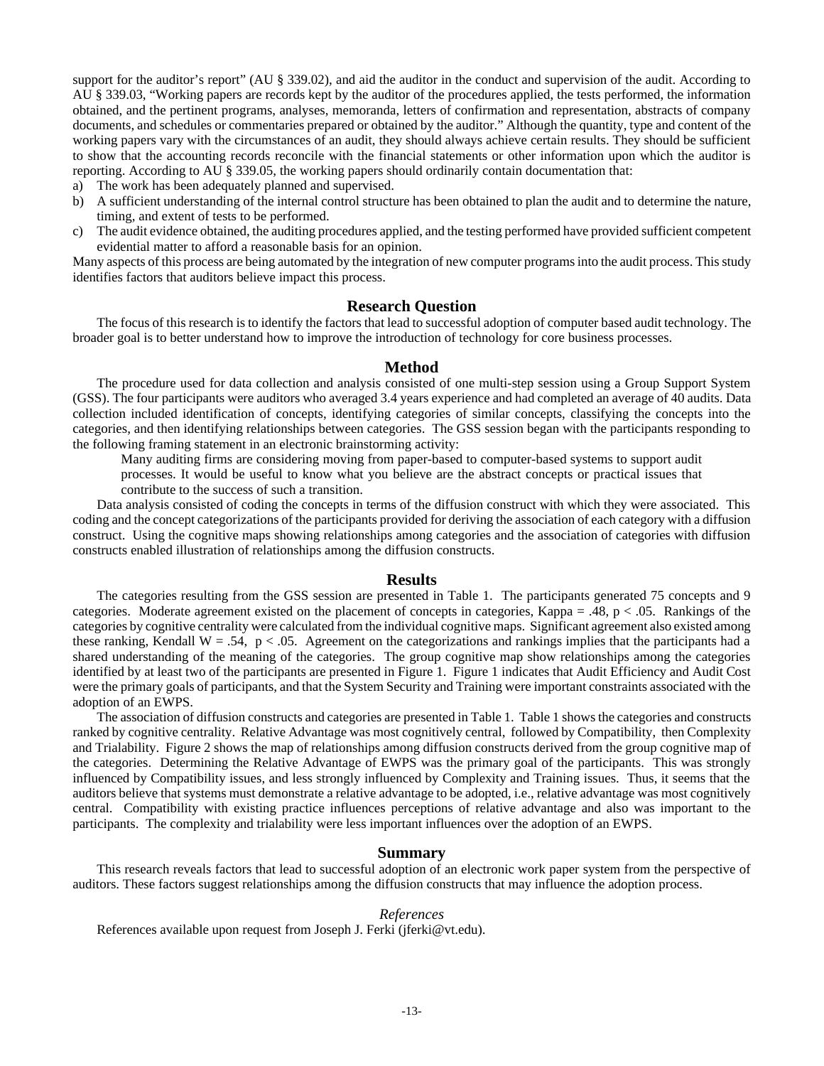support for the auditor's report" (AU § 339.02), and aid the auditor in the conduct and supervision of the audit. According to AU § 339.03, "Working papers are records kept by the auditor of the procedures applied, the tests performed, the information obtained, and the pertinent programs, analyses, memoranda, letters of confirmation and representation, abstracts of company documents, and schedules or commentaries prepared or obtained by the auditor." Although the quantity, type and content of the working papers vary with the circumstances of an audit, they should always achieve certain results. They should be sufficient to show that the accounting records reconcile with the financial statements or other information upon which the auditor is reporting. According to AU § 339.05, the working papers should ordinarily contain documentation that:

a) The work has been adequately planned and supervised.
b) A sufficient understanding of the internal control structure has been obtained to plan the audit and to determine the nature, timing, and extent of tests to be performed.
c) The audit evidence obtained, the auditing procedures applied, and the testing performed have provided sufficient competent evidential matter to afford a reasonable basis for an opinion.

Many aspects of this process are being automated by the integration of new computer programs into the audit process. This study identifies factors that auditors believe impact this process.

## Research Question

The focus of this research is to identify the factors that lead to successful adoption of computer based audit technology. The broader goal is to better understand how to improve the introduction of technology for core business processes.

## Method

The procedure used for data collection and analysis consisted of one multi-step session using a Group Support System (GSS). The four participants were auditors who averaged 3.4 years experience and had completed an average of 40 audits. Data collection included identification of concepts, identifying categories of similar concepts, classifying the concepts into the categories, and then identifying relationships between categories. The GSS session began with the participants responding to the following framing statement in an electronic brainstorming activity:

> Many auditing firms are considering moving from paper-based to computer-based systems to support audit processes. It would be useful to know what you believe are the abstract concepts or practical issues that contribute to the success of such a transition.

Data analysis consisted of coding the concepts in terms of the diffusion construct with which they were associated. This coding and the concept categorizations of the participants provided for deriving the association of each category with a diffusion construct. Using the cognitive maps showing relationships among categories and the association of categories with diffusion constructs enabled illustration of relationships among the diffusion constructs.

## Results

The categories resulting from the GSS session are presented in Table 1. The participants generated 75 concepts and 9 categories. Moderate agreement existed on the placement of concepts in categories, Kappa = .48, $p < .05$. Rankings of the categories by cognitive centrality were calculated from the individual cognitive maps. Significant agreement also existed among these ranking, Kendall W = .54, $p < .05$. Agreement on the categorizations and rankings implies that the participants had a shared understanding of the meaning of the categories. The group cognitive map show relationships among the categories identified by at least two of the participants are presented in Figure 1. Figure 1 indicates that Audit Efficiency and Audit Cost were the primary goals of participants, and that the System Security and Training were important constraints associated with the adoption of an EWPS.

The association of diffusion constructs and categories are presented in Table 1. Table 1 shows the categories and constructs ranked by cognitive centrality. Relative Advantage was most cognitively central, followed by Compatibility, then Complexity and Trialability. Figure 2 shows the map of relationships among diffusion constructs derived from the group cognitive map of the categories. Determining the Relative Advantage of EWPS was the primary goal of the participants. This was strongly influenced by Compatibility issues, and less strongly influenced by Complexity and Training issues. Thus, it seems that the auditors believe that systems must demonstrate a relative advantage to be adopted, i.e., relative advantage was most cognitively central. Compatibility with existing practice influences perceptions of relative advantage and also was important to the participants. The complexity and trialability were less important influences over the adoption of an EWPS.

## Summary

This research reveals factors that lead to successful adoption of an electronic work paper system from the perspective of auditors. These factors suggest relationships among the diffusion constructs that may influence the adoption process.

### *References*

References available upon request from Joseph J. Ferki (jferki@vt.edu).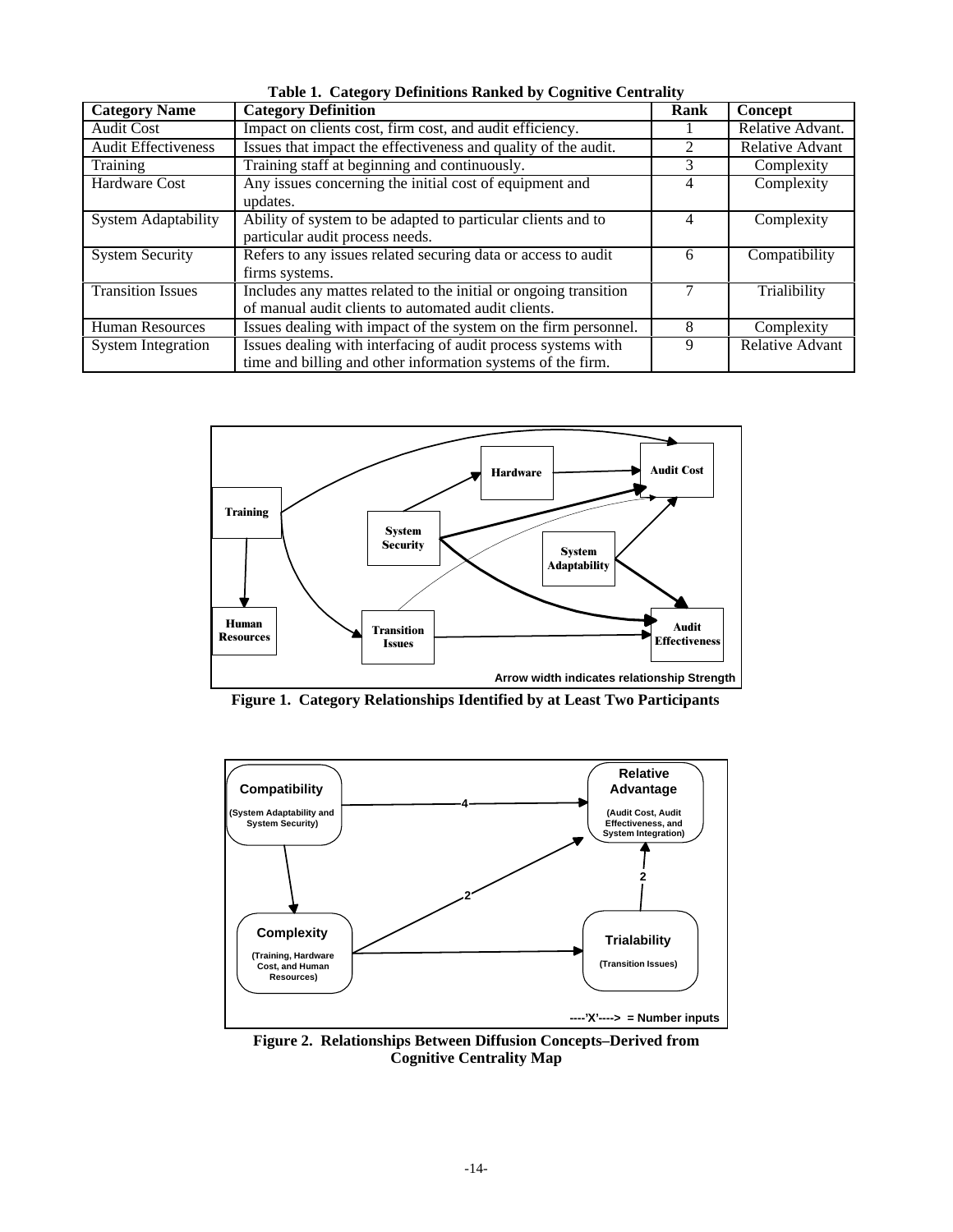**Table 1. Category Definitions Ranked by Cognitive Centrality**

| Category Name | Category Definition | Rank | Concept |
|---|---|---|---|
| Audit Cost | Impact on clients cost, firm cost, and audit efficiency. | 1 | Relative Advant. |
| Audit Effectiveness | Issues that impact the effectiveness and quality of the audit. | 2 | Relative Advant |
| Training | Training staff at beginning and continuously. | 3 | Complexity |
| Hardware Cost | Any issues concerning the initial cost of equipment and updates. | 4 | Complexity |
| System Adaptability | Ability of system to be adapted to particular clients and to particular audit process needs. | 4 | Complexity |
| System Security | Refers to any issues related securing data or access to audit firms systems. | 6 | Compatibility |
| Transition Issues | Includes any mattes related to the initial or ongoing transition of manual audit clients to automated audit clients. | 7 | Trialibility |
| Human Resources | Issues dealing with impact of the system on the firm personnel. | 8 | Complexity |
| System Integration | Issues dealing with interfacing of audit process systems with time and billing and other information systems of the firm. | 9 | Relative Advant |

Training

Hardware

Audit Cost

System Security

System Adaptability

Human Resources

Transition Issues

Audit Effectiveness

Arrow width indicates relationship Strength

**Figure 1. Category Relationships Identified by at Least Two Participants**

Compatibility

(System Adaptability and System Security)

Relative Advantage

(Audit Cost, Audit Effectiveness, and System Integration)

Complexity

(Training, Hardware Cost, and Human Resources)

Trialability

(Transition Issues)

4

2

2

----'X'----> = Number inputs

**Figure 2. Relationships Between Diffusion Concepts–Derived from Cognitive Centrality Map**